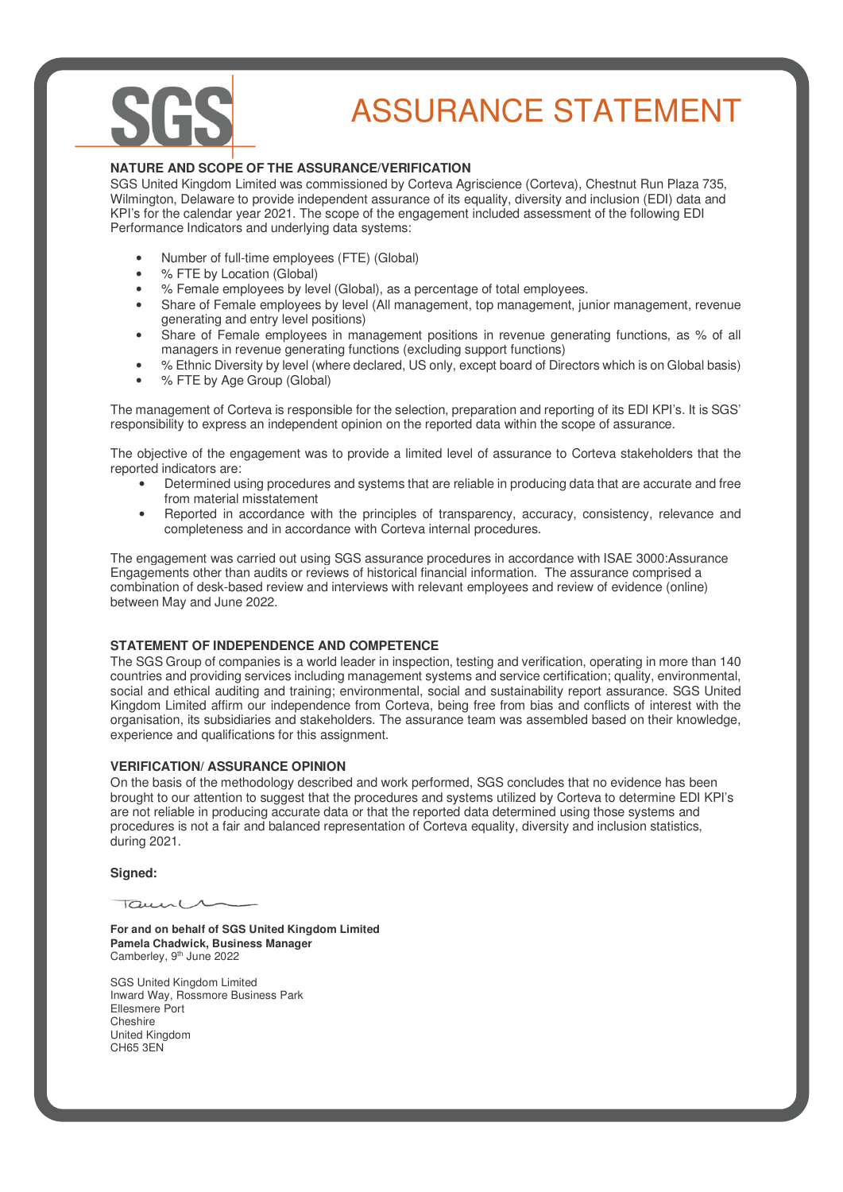# ASSURANCE STATEMENT

### NATURE AND SCOPE OF THE ASSURANCE/VERIFICATION

SGS United Kingdom Limited was commissioned by Corteva Agriscience (Corteva), Chestnut Run Plaza 735, Wilmington, Delaware to provide independent assurance of its equality, diversity and inclusion (EDI) data and KPI's for the calendar year 2021. The scope of the engagement included assessment of the following EDI Performance Indicators and underlying data systems:

- Number of full-time employees (FTE) (Global)
- % FTE by Location (Global)
- % Female employees by level (Global), as a percentage of total employees.
- Share of Female employees by level (All management, top management, junior management, revenue generating and entry level positions)
- Share of Female employees in management positions in revenue generating functions, as % of all managers in revenue generating functions (excluding support functions)
- % Ethnic Diversity by level (where declared, US only, except board of Directors which is on Global basis)
- % FTE by Age Group (Global)

The management of Corteva is responsible for the selection, preparation and reporting of its EDI KPI's. It is SGS' responsibility to express an independent opinion on the reported data within the scope of assurance.

The objective of the engagement was to provide a limited level of assurance to Corteva stakeholders that the reported indicators are:

- Determined using procedures and systems that are reliable in producing data that are accurate and free from material misstatement
- Reported in accordance with the principles of transparency, accuracy, consistency, relevance and completeness and in accordance with Corteva internal procedures.

The engagement was carried out using SGS assurance procedures in accordance with ISAE 3000:Assurance Engagements other than audits or reviews of historical financial information. The assurance comprised a combination of desk-based review and interviews with relevant employees and review of evidence (online) between May and June 2022.

### STATEMENT OF INDEPENDENCE AND COMPETENCE

The SGS Group of companies is a world leader in inspection, testing and verification, operating in more than 140 countries and providing services including management systems and service certification; quality, environmental, social and ethical auditing and training; environmental, social and sustainability report assurance. SGS United Kingdom Limited affirm our independence from Corteva, being free from bias and conflicts of interest with the organisation, its subsidiaries and stakeholders. The assurance team was assembled based on their knowledge, experience and qualifications for this assignment.

### VERIFICATION/ ASSURANCE OPINION

On the basis of the methodology described and work performed, SGS concludes that no evidence has been brought to our attention to suggest that the procedures and systems utilized by Corteva to determine EDI KPI's are not reliable in producing accurate data or that the reported data determined using those systems and procedures is not a fair and balanced representation of Corteva equality, diversity and inclusion statistics, during 2021.

**Signed:**

**For and on behalf of SGS United Kingdom Limited**
**Pamela Chadwick, Business Manager**
Camberley, 9th June 2022

SGS United Kingdom Limited
Inward Way, Rossmore Business Park
Ellesmere Port
Cheshire
United Kingdom
CH65 3EN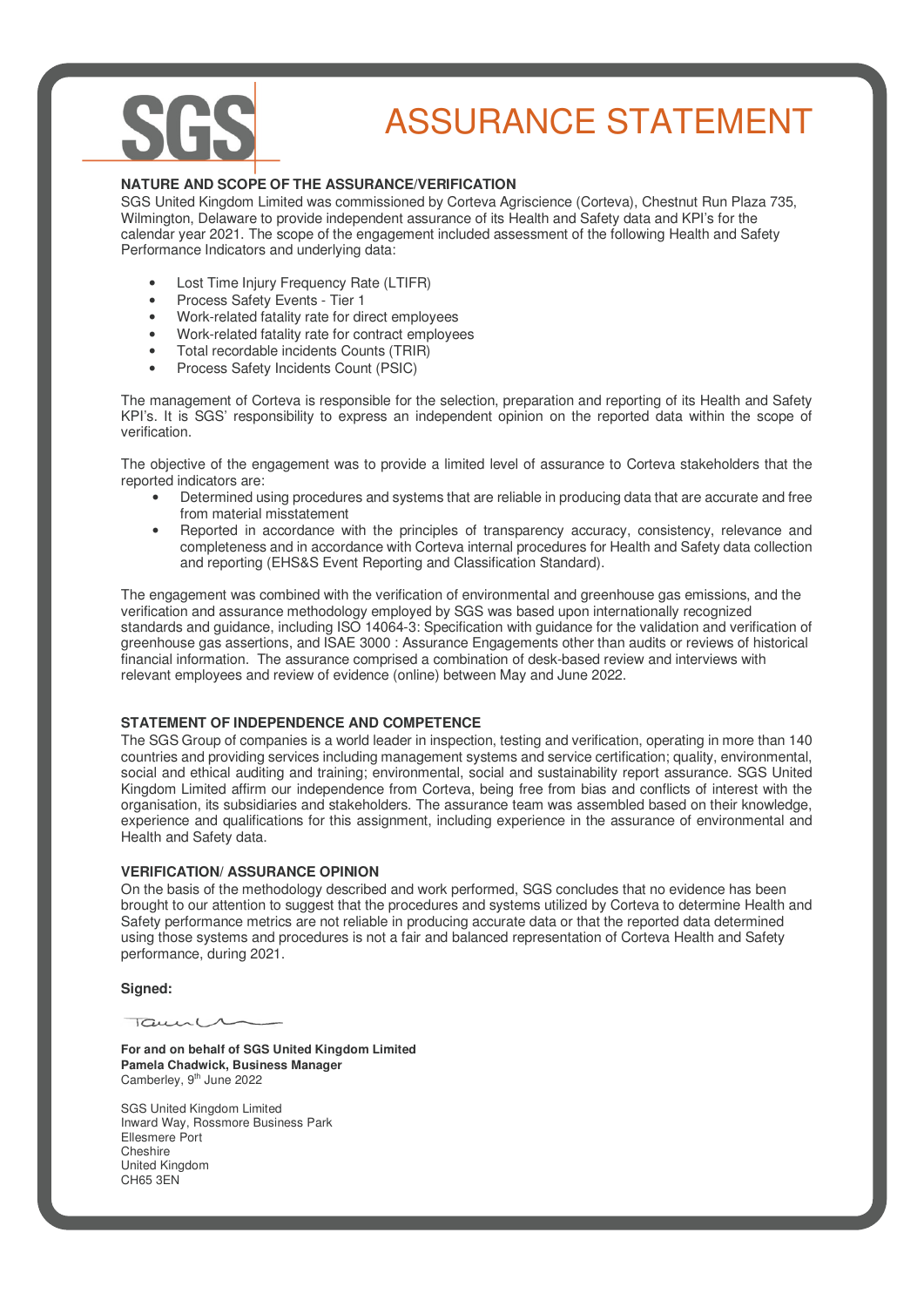# ASSURANCE STATEMENT

**NATURE AND SCOPE OF THE ASSURANCE/VERIFICATION**

SGS United Kingdom Limited was commissioned by Corteva Agriscience (Corteva), Chestnut Run Plaza 735, Wilmington, Delaware to provide independent assurance of its Health and Safety data and KPI's for the calendar year 2021. The scope of the engagement included assessment of the following Health and Safety Performance Indicators and underlying data:

- Lost Time Injury Frequency Rate (LTIFR)
- Process Safety Events - Tier 1
- Work-related fatality rate for direct employees
- Work-related fatality rate for contract employees
- Total recordable incidents Counts (TRIR)
- Process Safety Incidents Count (PSIC)

The management of Corteva is responsible for the selection, preparation and reporting of its Health and Safety KPI's. It is SGS' responsibility to express an independent opinion on the reported data within the scope of verification.

The objective of the engagement was to provide a limited level of assurance to Corteva stakeholders that the reported indicators are:

- Determined using procedures and systems that are reliable in producing data that are accurate and free from material misstatement
- Reported in accordance with the principles of transparency accuracy, consistency, relevance and completeness and in accordance with Corteva internal procedures for Health and Safety data collection and reporting (EHS&S Event Reporting and Classification Standard).

The engagement was combined with the verification of environmental and greenhouse gas emissions, and the verification and assurance methodology employed by SGS was based upon internationally recognized standards and guidance, including ISO 14064-3: Specification with guidance for the validation and verification of greenhouse gas assertions, and ISAE 3000 : Assurance Engagements other than audits or reviews of historical financial information. The assurance comprised a combination of desk-based review and interviews with relevant employees and review of evidence (online) between May and June 2022.

**STATEMENT OF INDEPENDENCE AND COMPETENCE**

The SGS Group of companies is a world leader in inspection, testing and verification, operating in more than 140 countries and providing services including management systems and service certification; quality, environmental, social and ethical auditing and training; environmental, social and sustainability report assurance. SGS United Kingdom Limited affirm our independence from Corteva, being free from bias and conflicts of interest with the organisation, its subsidiaries and stakeholders. The assurance team was assembled based on their knowledge, experience and qualifications for this assignment, including experience in the assurance of environmental and Health and Safety data.

**VERIFICATION/ ASSURANCE OPINION**

On the basis of the methodology described and work performed, SGS concludes that no evidence has been brought to our attention to suggest that the procedures and systems utilized by Corteva to determine Health and Safety performance metrics are not reliable in producing accurate data or that the reported data determined using those systems and procedures is not a fair and balanced representation of Corteva Health and Safety performance, during 2021.

**Signed:**

**For and on behalf of SGS United Kingdom Limited**
**Pamela Chadwick, Business Manager**
Camberley, 9th June 2022

SGS United Kingdom Limited
Inward Way, Rossmore Business Park
Ellesmere Port
Cheshire
United Kingdom
CH65 3EN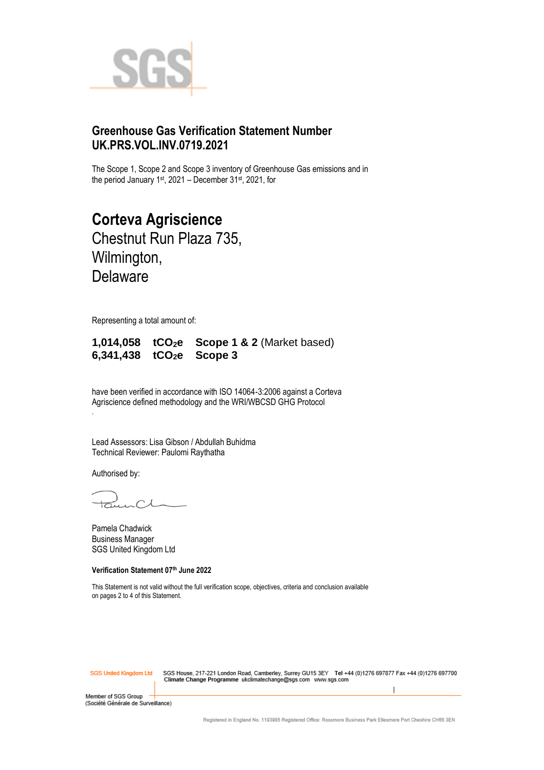## Greenhouse Gas Verification Statement Number UK.PRS.VOL.INV.0719.2021

The Scope 1, Scope 2 and Scope 3 inventory of Greenhouse Gas emissions and in the period January 1st, 2021 – December 31st, 2021, for

# Corteva Agriscience

Chestnut Run Plaza 735,
Wilmington,
Delaware

Representing a total amount of:

**1,014,058 $tCO_2e$ Scope 1 & 2** (Market based)
**6,341,438 $tCO_2e$ Scope 3**

have been verified in accordance with ISO 14064-3:2006 against a Corteva Agriscience defined methodology and the WRI/WBCSD GHG Protocol

Lead Assessors: Lisa Gibson / Abdullah Buhidma
Technical Reviewer: Paulomi Raythatha

Authorised by:

Pamela Chadwick
Business Manager
SGS United Kingdom Ltd

**Verification Statement 07th June 2022**

This Statement is not valid without the full verification scope, objectives, criteria and conclusion available on pages 2 to 4 of this Statement.

SGS United Kingdom Ltd SGS House, 217-221 London Road, Camberley, Surrey GU15 3EY Tel +44 (0)1276 697877 Fax +44 (0)1276 697700
**Climate Change Programme** ukclimatechange@sgs.com www.sgs.com

Member of SGS Group
(Société Générale de Surveillance)

Registered in England No. 1193985 Registered Office: Rossmore Business Park Ellesmere Port Cheshire CH65 3EN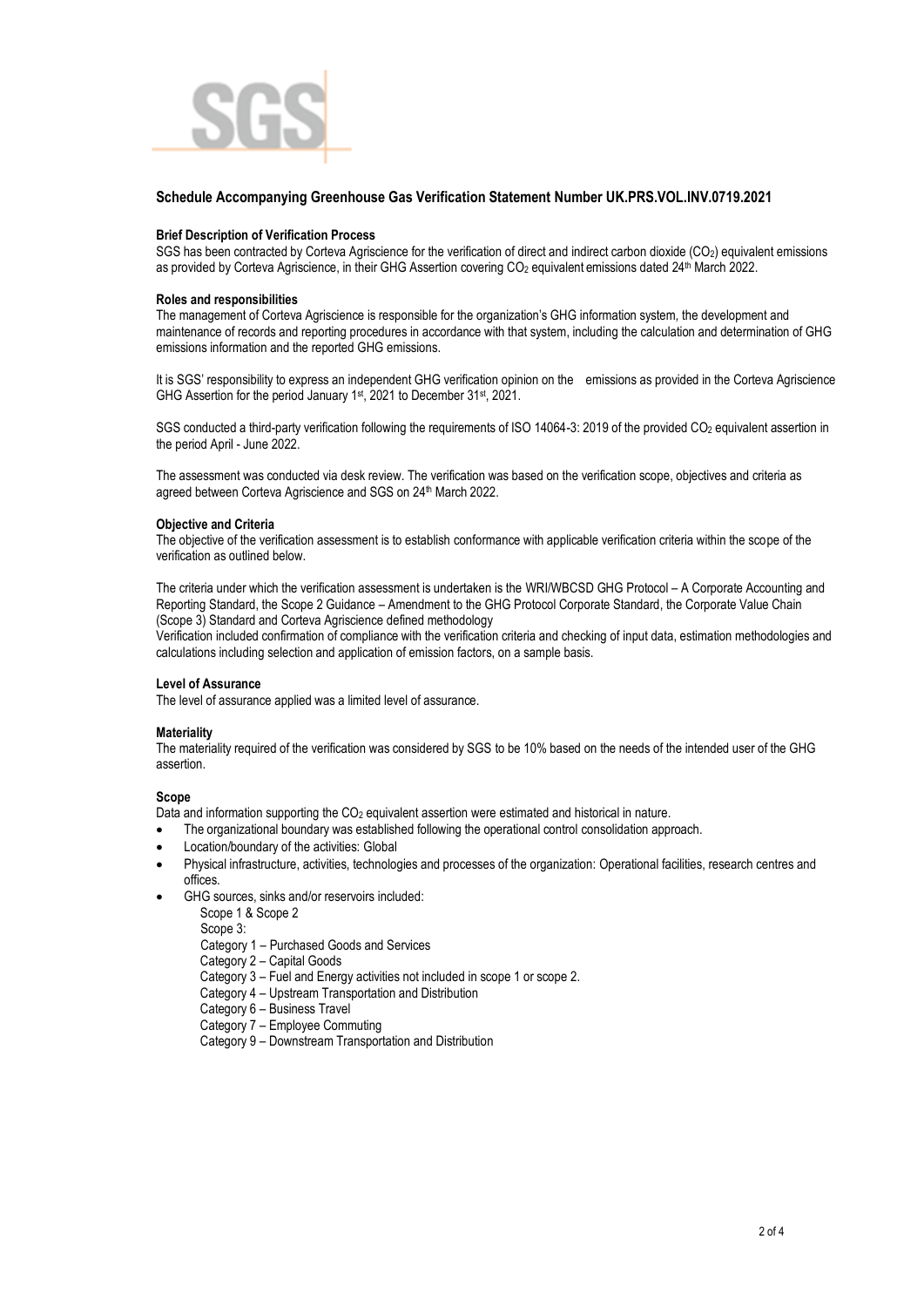## Schedule Accompanying Greenhouse Gas Verification Statement Number UK.PRS.VOL.INV.0719.2021

### Brief Description of Verification Process

SGS has been contracted by Corteva Agriscience for the verification of direct and indirect carbon dioxide ($CO_2$) equivalent emissions as provided by Corteva Agriscience, in their GHG Assertion covering $CO_2$ equivalent emissions dated 24th March 2022.

### Roles and responsibilities

The management of Corteva Agriscience is responsible for the organization's GHG information system, the development and maintenance of records and reporting procedures in accordance with that system, including the calculation and determination of GHG emissions information and the reported GHG emissions.

It is SGS' responsibility to express an independent GHG verification opinion on the emissions as provided in the Corteva Agriscience GHG Assertion for the period January 1st, 2021 to December 31st, 2021.

SGS conducted a third-party verification following the requirements of ISO 14064-3: 2019 of the provided $CO_2$ equivalent assertion in the period April - June 2022.

The assessment was conducted via desk review. The verification was based on the verification scope, objectives and criteria as agreed between Corteva Agriscience and SGS on 24th March 2022.

### Objective and Criteria

The objective of the verification assessment is to establish conformance with applicable verification criteria within the scope of the verification as outlined below.

The criteria under which the verification assessment is undertaken is the WRI/WBCSD GHG Protocol – A Corporate Accounting and Reporting Standard, the Scope 2 Guidance – Amendment to the GHG Protocol Corporate Standard, the Corporate Value Chain (Scope 3) Standard and Corteva Agriscience defined methodology

Verification included confirmation of compliance with the verification criteria and checking of input data, estimation methodologies and calculations including selection and application of emission factors, on a sample basis.

### Level of Assurance

The level of assurance applied was a limited level of assurance.

### Materiality

The materiality required of the verification was considered by SGS to be 10% based on the needs of the intended user of the GHG assertion.

### Scope

Data and information supporting the $CO_2$ equivalent assertion were estimated and historical in nature.

- The organizational boundary was established following the operational control consolidation approach.
- Location/boundary of the activities: Global
- Physical infrastructure, activities, technologies and processes of the organization: Operational facilities, research centres and offices.
- GHG sources, sinks and/or reservoirs included:

  Scope 1 & Scope 2

  Scope 3:

  Category 1 – Purchased Goods and Services

  Category 2 – Capital Goods

  Category 3 – Fuel and Energy activities not included in scope 1 or scope 2.

  Category 4 – Upstream Transportation and Distribution

  Category 6 – Business Travel

  Category 7 – Employee Commuting

  Category 9 – Downstream Transportation and Distribution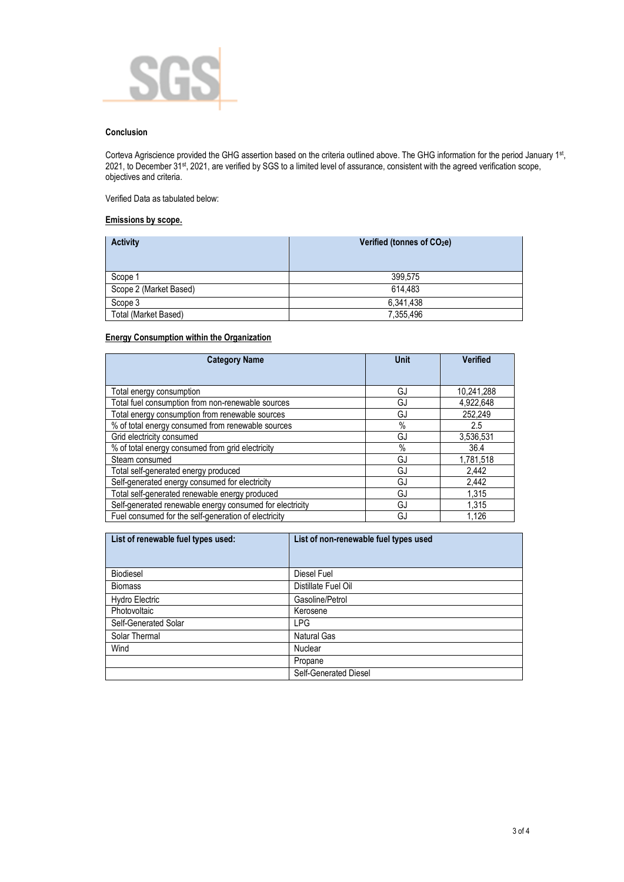**Conclusion**

Corteva Agriscience provided the GHG assertion based on the criteria outlined above. The GHG information for the period January 1st, 2021, to December 31st, 2021, are verified by SGS to a limited level of assurance, consistent with the agreed verification scope, objectives and criteria.

Verified Data as tabulated below:

**Emissions by scope.**

| Activity | Verified (tonnes of $CO_{2}e$) |
|---|---|
| Scope 1 | 399,575 |
| Scope 2 (Market Based) | 614,483 |
| Scope 3 | 6,341,438 |
| Total (Market Based) | 7,355,496 |

**Energy Consumption within the Organization**

| Category Name | Unit | Verified |
|---|---|---|
| Total energy consumption | GJ | 10,241,288 |
| Total fuel consumption from non-renewable sources | GJ | 4,922,648 |
| Total energy consumption from renewable sources | GJ | 252,249 |
| % of total energy consumed from renewable sources | % | 2.5 |
| Grid electricity consumed | GJ | 3,536,531 |
| % of total energy consumed from grid electricity | % | 36.4 |
| Steam consumed | GJ | 1,781,518 |
| Total self-generated energy produced | GJ | 2,442 |
| Self-generated energy consumed for electricity | GJ | 2,442 |
| Total self-generated renewable energy produced | GJ | 1,315 |
| Self-generated renewable energy consumed for electricity | GJ | 1,315 |
| Fuel consumed for the self-generation of electricity | GJ | 1,126 |

| List of renewable fuel types used: | List of non-renewable fuel types used |
|---|---|
| Biodiesel | Diesel Fuel |
| Biomass | Distillate Fuel Oil |
| Hydro Electric | Gasoline/Petrol |
| Photovoltaic | Kerosene |
| Self-Generated Solar | LPG |
| Solar Thermal | Natural Gas |
| Wind | Nuclear |
| | Propane |
| | Self-Generated Diesel |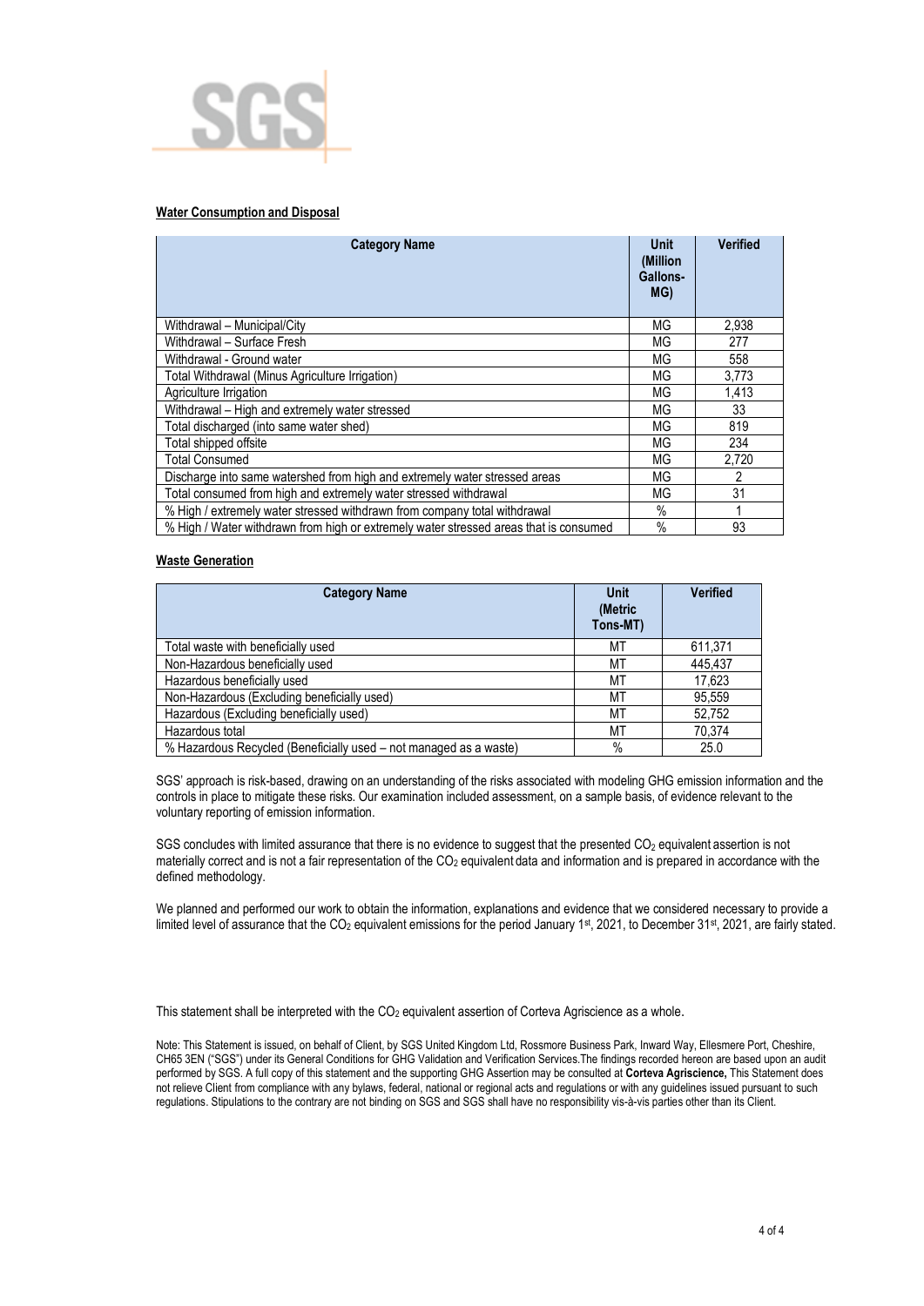**Water Consumption and Disposal**

| Category Name | Unit (Million Gallons-MG) | Verified |
|---|---|---|
| Withdrawal – Municipal/City | MG | 2,938 |
| Withdrawal – Surface Fresh | MG | 277 |
| Withdrawal - Ground water | MG | 558 |
| Total Withdrawal (Minus Agriculture Irrigation) | MG | 3,773 |
| Agriculture Irrigation | MG | 1,413 |
| Withdrawal – High and extremely water stressed | MG | 33 |
| Total discharged (into same water shed) | MG | 819 |
| Total shipped offsite | MG | 234 |
| Total Consumed | MG | 2,720 |
| Discharge into same watershed from high and extremely water stressed areas | MG | 2 |
| Total consumed from high and extremely water stressed withdrawal | MG | 31 |
| % High / extremely water stressed withdrawn from company total withdrawal | % | 1 |
| % High / Water withdrawn from high or extremely water stressed areas that is consumed | % | 93 |

**Waste Generation**

| Category Name | Unit (Metric Tons-MT) | Verified |
|---|---|---|
| Total waste with beneficially used | MT | 611,371 |
| Non-Hazardous beneficially used | MT | 445,437 |
| Hazardous beneficially used | MT | 17,623 |
| Non-Hazardous (Excluding beneficially used) | MT | 95,559 |
| Hazardous (Excluding beneficially used) | MT | 52,752 |
| Hazardous total | MT | 70,374 |
| % Hazardous Recycled (Beneficially used – not managed as a waste) | % | 25.0 |

SGS' approach is risk-based, drawing on an understanding of the risks associated with modeling GHG emission information and the controls in place to mitigate these risks. Our examination included assessment, on a sample basis, of evidence relevant to the voluntary reporting of emission information.

SGS concludes with limited assurance that there is no evidence to suggest that the presented $CO_2$ equivalent assertion is not materially correct and is not a fair representation of the $CO_2$ equivalent data and information and is prepared in accordance with the defined methodology.

We planned and performed our work to obtain the information, explanations and evidence that we considered necessary to provide a limited level of assurance that the $CO_2$ equivalent emissions for the period January 1st, 2021, to December 31st, 2021, are fairly stated.

This statement shall be interpreted with the $CO_2$ equivalent assertion of Corteva Agriscience as a whole.

Note: This Statement is issued, on behalf of Client, by SGS United Kingdom Ltd, Rossmore Business Park, Inward Way, Ellesmere Port, Cheshire, CH65 3EN ("SGS") under its General Conditions for GHG Validation and Verification Services.The findings recorded hereon are based upon an audit performed by SGS. A full copy of this statement and the supporting GHG Assertion may be consulted at **Corteva Agriscience,** This Statement does not relieve Client from compliance with any bylaws, federal, national or regional acts and regulations or with any guidelines issued pursuant to such regulations. Stipulations to the contrary are not binding on SGS and SGS shall have no responsibility vis-à-vis parties other than its Client.